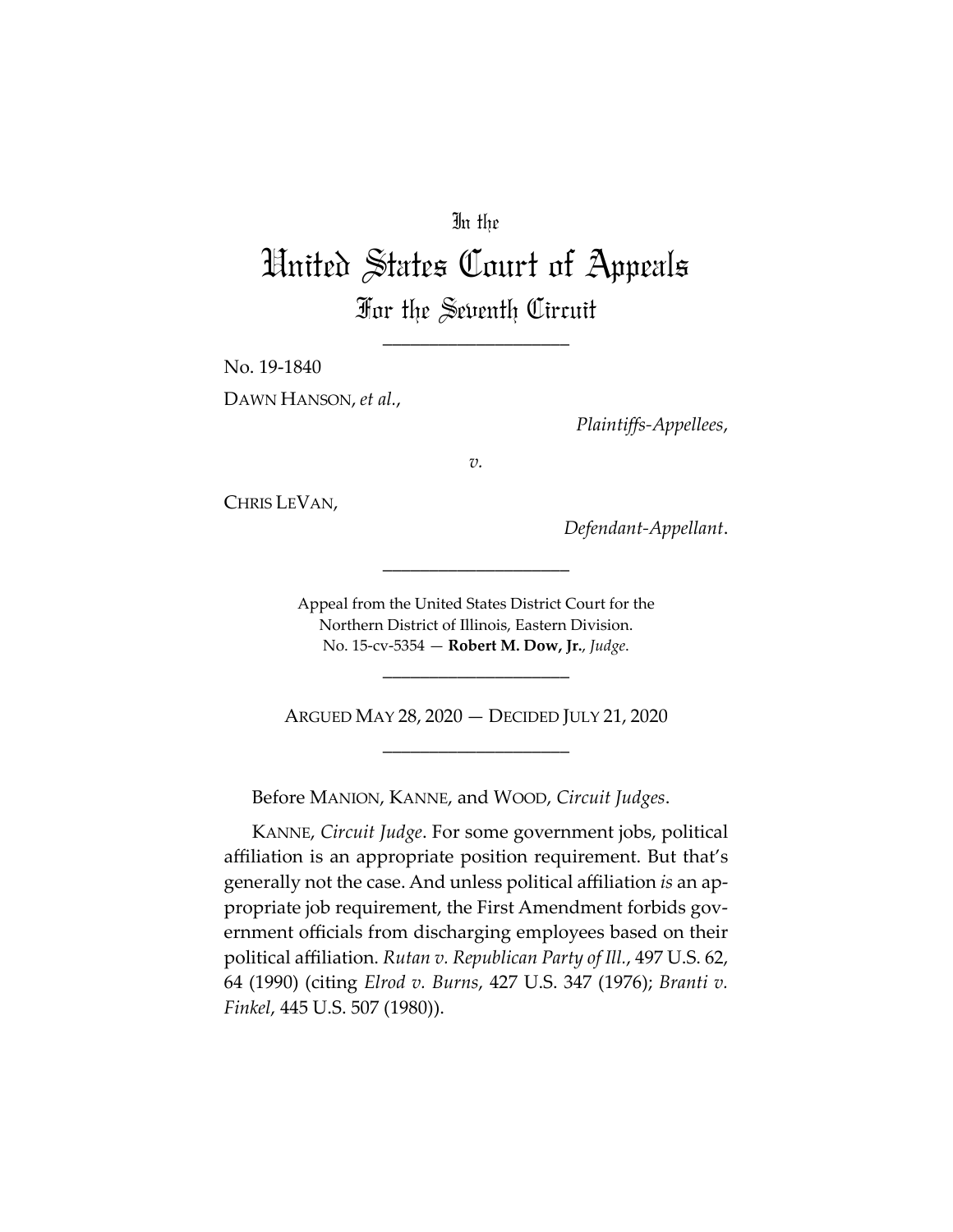In the

# United States Court of Appeals

## For the Seventh Circuit

____________________

No. 19-1840

DAWN HANSON, *et al.*,

*Plaintiffs-Appellees*,

*v.*

CHRIS LEVAN,

*Defendant-Appellant*.

____________________

Appeal from the United States District Court for the Northern District of Illinois, Eastern Division.
No. 15-cv-5354 — **Robert M. Dow, Jr.**, *Judge*.

____________________

ARGUED MAY 28, 2020 — DECIDED JULY 21, 2020

____________________

Before MANION, KANNE, and WOOD, *Circuit Judges*.

KANNE, *Circuit Judge*. For some government jobs, political affiliation is an appropriate position requirement. But that's generally not the case. And unless political affiliation *is* an appropriate job requirement, the First Amendment forbids government officials from discharging employees based on their political affiliation. *Rutan v. Republican Party of Ill.*, 497 U.S. 62, 64 (1990) (citing *Elrod v. Burns*, 427 U.S. 347 (1976); *Branti v. Finkel*, 445 U.S. 507 (1980)).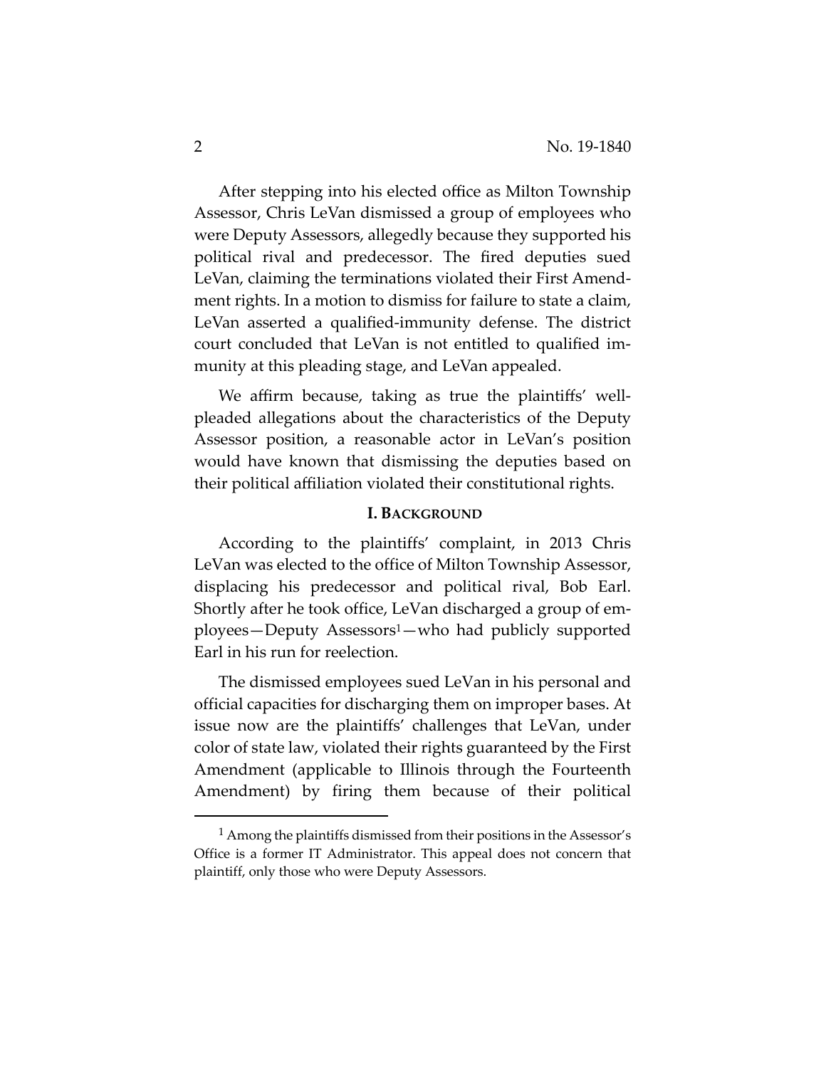After stepping into his elected office as Milton Township Assessor, Chris LeVan dismissed a group of employees who were Deputy Assessors, allegedly because they supported his political rival and predecessor. The fired deputies sued LeVan, claiming the terminations violated their First Amendment rights. In a motion to dismiss for failure to state a claim, LeVan asserted a qualified-immunity defense. The district court concluded that LeVan is not entitled to qualified immunity at this pleading stage, and LeVan appealed.

We affirm because, taking as true the plaintiffs' well-pleaded allegations about the characteristics of the Deputy Assessor position, a reasonable actor in LeVan's position would have known that dismissing the deputies based on their political affiliation violated their constitutional rights.

## I. Background

According to the plaintiffs' complaint, in 2013 Chris LeVan was elected to the office of Milton Township Assessor, displacing his predecessor and political rival, Bob Earl. Shortly after he took office, LeVan discharged a group of employees—Deputy Assessors[1]—who had publicly supported Earl in his run for reelection.

The dismissed employees sued LeVan in his personal and official capacities for discharging them on improper bases. At issue now are the plaintiffs' challenges that LeVan, under color of state law, violated their rights guaranteed by the First Amendment (applicable to Illinois through the Fourteenth Amendment) by firing them because of their political

[1] Among the plaintiffs dismissed from their positions in the Assessor's Office is a former IT Administrator. This appeal does not concern that plaintiff, only those who were Deputy Assessors.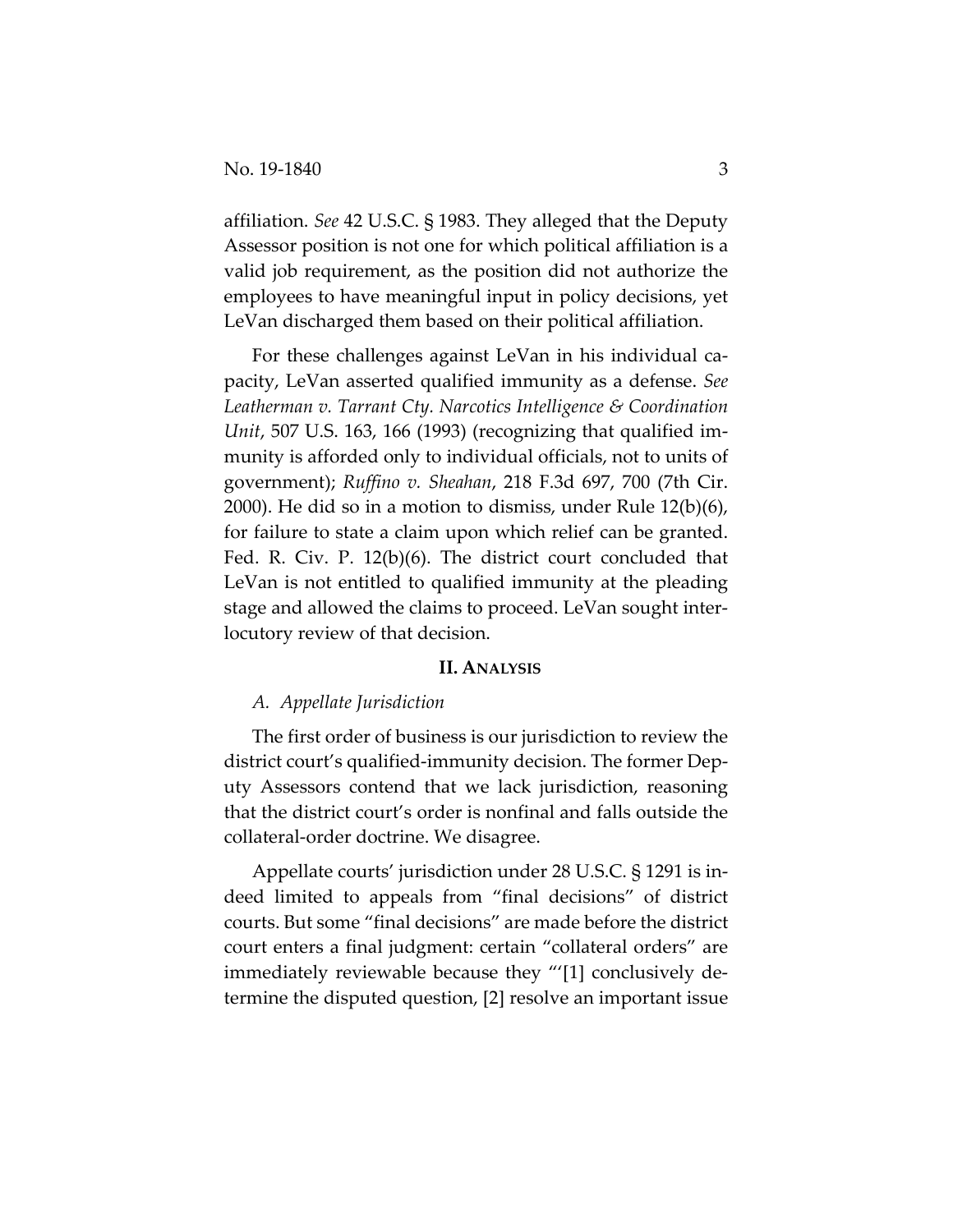affiliation. *See* 42 U.S.C. § 1983. They alleged that the Deputy Assessor position is not one for which political affiliation is a valid job requirement, as the position did not authorize the employees to have meaningful input in policy decisions, yet LeVan discharged them based on their political affiliation.

For these challenges against LeVan in his individual capacity, LeVan asserted qualified immunity as a defense. *See Leatherman v. Tarrant Cty. Narcotics Intelligence & Coordination Unit*, 507 U.S. 163, 166 (1993) (recognizing that qualified immunity is afforded only to individual officials, not to units of government); *Ruffino v. Sheahan*, 218 F.3d 697, 700 (7th Cir. 2000). He did so in a motion to dismiss, under Rule 12(b)(6), for failure to state a claim upon which relief can be granted. Fed. R. Civ. P. 12(b)(6). The district court concluded that LeVan is not entitled to qualified immunity at the pleading stage and allowed the claims to proceed. LeVan sought interlocutory review of that decision.

## II. Analysis

### *A. Appellate Jurisdiction*

The first order of business is our jurisdiction to review the district court's qualified-immunity decision. The former Deputy Assessors contend that we lack jurisdiction, reasoning that the district court's order is nonfinal and falls outside the collateral-order doctrine. We disagree.

Appellate courts' jurisdiction under 28 U.S.C. § 1291 is indeed limited to appeals from "final decisions" of district courts. But some "final decisions" are made before the district court enters a final judgment: certain "collateral orders" are immediately reviewable because they "'[1] conclusively determine the disputed question, [2] resolve an important issue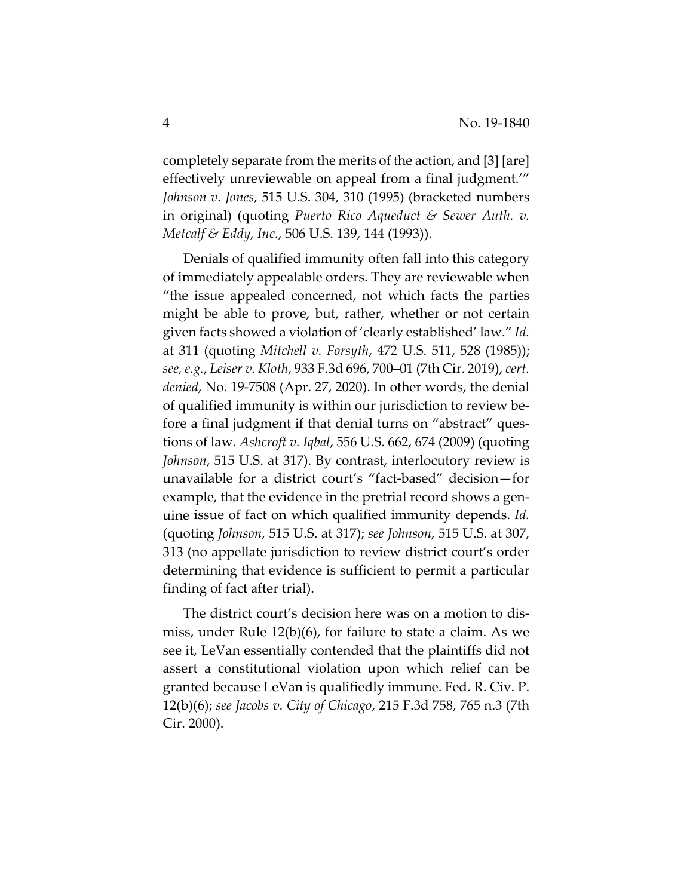completely separate from the merits of the action, and [3] [are] effectively unreviewable on appeal from a final judgment.'" *Johnson v. Jones*, 515 U.S. 304, 310 (1995) (bracketed numbers in original) (quoting *Puerto Rico Aqueduct & Sewer Auth. v. Metcalf & Eddy, Inc.*, 506 U.S. 139, 144 (1993)).

Denials of qualified immunity often fall into this category of immediately appealable orders. They are reviewable when "the issue appealed concerned, not which facts the parties might be able to prove, but, rather, whether or not certain given facts showed a violation of 'clearly established' law." *Id.* at 311 (quoting *Mitchell v. Forsyth*, 472 U.S. 511, 528 (1985)); *see, e.g.*, *Leiser v. Kloth*, 933 F.3d 696, 700–01 (7th Cir. 2019), *cert. denied*, No. 19-7508 (Apr. 27, 2020). In other words, the denial of qualified immunity is within our jurisdiction to review before a final judgment if that denial turns on "abstract" questions of law. *Ashcroft v. Iqbal*, 556 U.S. 662, 674 (2009) (quoting *Johnson*, 515 U.S. at 317). By contrast, interlocutory review is unavailable for a district court's "fact-based" decision—for example, that the evidence in the pretrial record shows a genuine issue of fact on which qualified immunity depends. *Id.* (quoting *Johnson*, 515 U.S. at 317); *see Johnson*, 515 U.S. at 307, 313 (no appellate jurisdiction to review district court's order determining that evidence is sufficient to permit a particular finding of fact after trial).

The district court's decision here was on a motion to dismiss, under Rule 12(b)(6), for failure to state a claim. As we see it, LeVan essentially contended that the plaintiffs did not assert a constitutional violation upon which relief can be granted because LeVan is qualifiedly immune. Fed. R. Civ. P. 12(b)(6); *see Jacobs v. City of Chicago*, 215 F.3d 758, 765 n.3 (7th Cir. 2000).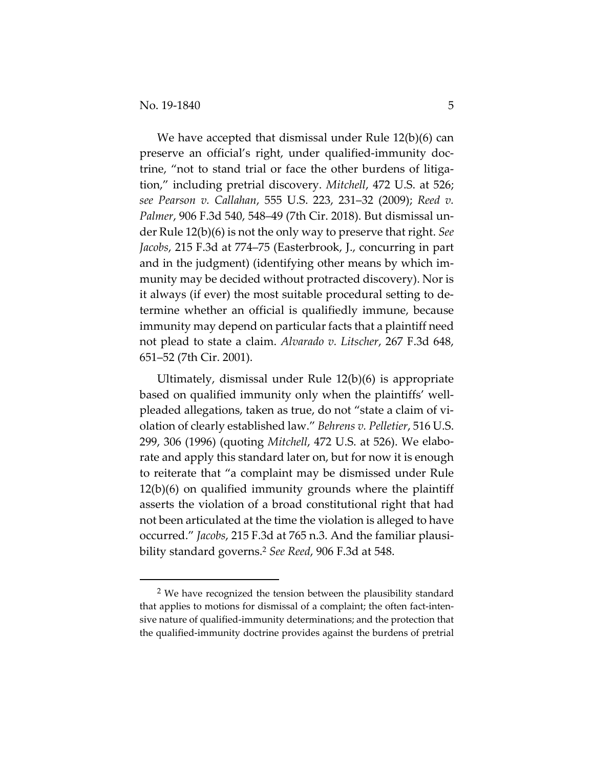We have accepted that dismissal under Rule 12(b)(6) can preserve an official's right, under qualified-immunity doctrine, "not to stand trial or face the other burdens of litigation," including pretrial discovery. *Mitchell*, 472 U.S. at 526; *see Pearson v. Callahan*, 555 U.S. 223, 231–32 (2009); *Reed v. Palmer*, 906 F.3d 540, 548–49 (7th Cir. 2018). But dismissal under Rule 12(b)(6) is not the only way to preserve that right. *See Jacobs*, 215 F.3d at 774–75 (Easterbrook, J., concurring in part and in the judgment) (identifying other means by which immunity may be decided without protracted discovery). Nor is it always (if ever) the most suitable procedural setting to determine whether an official is qualifiedly immune, because immunity may depend on particular facts that a plaintiff need not plead to state a claim. *Alvarado v. Litscher*, 267 F.3d 648, 651–52 (7th Cir. 2001).

Ultimately, dismissal under Rule 12(b)(6) is appropriate based on qualified immunity only when the plaintiffs' well-pleaded allegations, taken as true, do not "state a claim of violation of clearly established law." *Behrens v. Pelletier*, 516 U.S. 299, 306 (1996) (quoting *Mitchell*, 472 U.S. at 526). We elaborate and apply this standard later on, but for now it is enough to reiterate that "a complaint may be dismissed under Rule 12(b)(6) on qualified immunity grounds where the plaintiff asserts the violation of a broad constitutional right that had not been articulated at the time the violation is alleged to have occurred." *Jacobs*, 215 F.3d at 765 n.3. And the familiar plausibility standard governs.[2] *See Reed*, 906 F.3d at 548.

[2] We have recognized the tension between the plausibility standard that applies to motions for dismissal of a complaint; the often fact-intensive nature of qualified-immunity determinations; and the protection that the qualified-immunity doctrine provides against the burdens of pretrial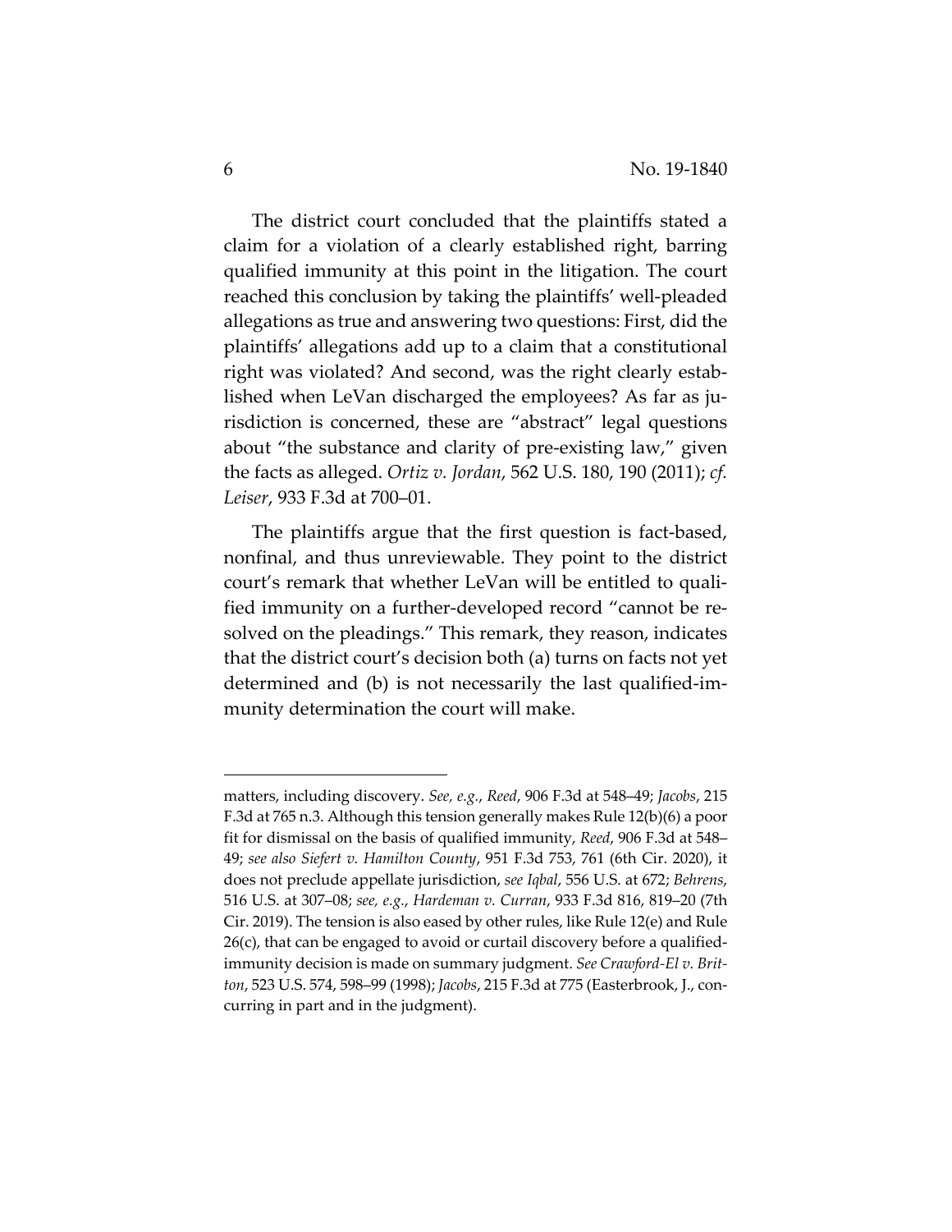The district court concluded that the plaintiffs stated a claim for a violation of a clearly established right, barring qualified immunity at this point in the litigation. The court reached this conclusion by taking the plaintiffs' well-pleaded allegations as true and answering two questions: First, did the plaintiffs' allegations add up to a claim that a constitutional right was violated? And second, was the right clearly established when LeVan discharged the employees? As far as jurisdiction is concerned, these are "abstract" legal questions about "the substance and clarity of pre-existing law," given the facts as alleged. *Ortiz v. Jordan*, 562 U.S. 180, 190 (2011); *cf. Leiser*, 933 F.3d at 700–01.

The plaintiffs argue that the first question is fact-based, nonfinal, and thus unreviewable. They point to the district court's remark that whether LeVan will be entitled to qualified immunity on a further-developed record "cannot be resolved on the pleadings." This remark, they reason, indicates that the district court's decision both (a) turns on facts not yet determined and (b) is not necessarily the last qualified-immunity determination the court will make.

---

matters, including discovery. *See, e.g.*, *Reed*, 906 F.3d at 548–49; *Jacobs*, 215 F.3d at 765 n.3. Although this tension generally makes Rule 12(b)(6) a poor fit for dismissal on the basis of qualified immunity, *Reed*, 906 F.3d at 548–49; *see also Siefert v. Hamilton County*, 951 F.3d 753, 761 (6th Cir. 2020), it does not preclude appellate jurisdiction, *see Iqbal*, 556 U.S. at 672; *Behrens*, 516 U.S. at 307–08; *see, e.g.*, *Hardeman v. Curran*, 933 F.3d 816, 819–20 (7th Cir. 2019). The tension is also eased by other rules, like Rule 12(e) and Rule 26(c), that can be engaged to avoid or curtail discovery before a qualified-immunity decision is made on summary judgment. *See Crawford-El v. Britton*, 523 U.S. 574, 598–99 (1998); *Jacobs*, 215 F.3d at 775 (Easterbrook, J., concurring in part and in the judgment).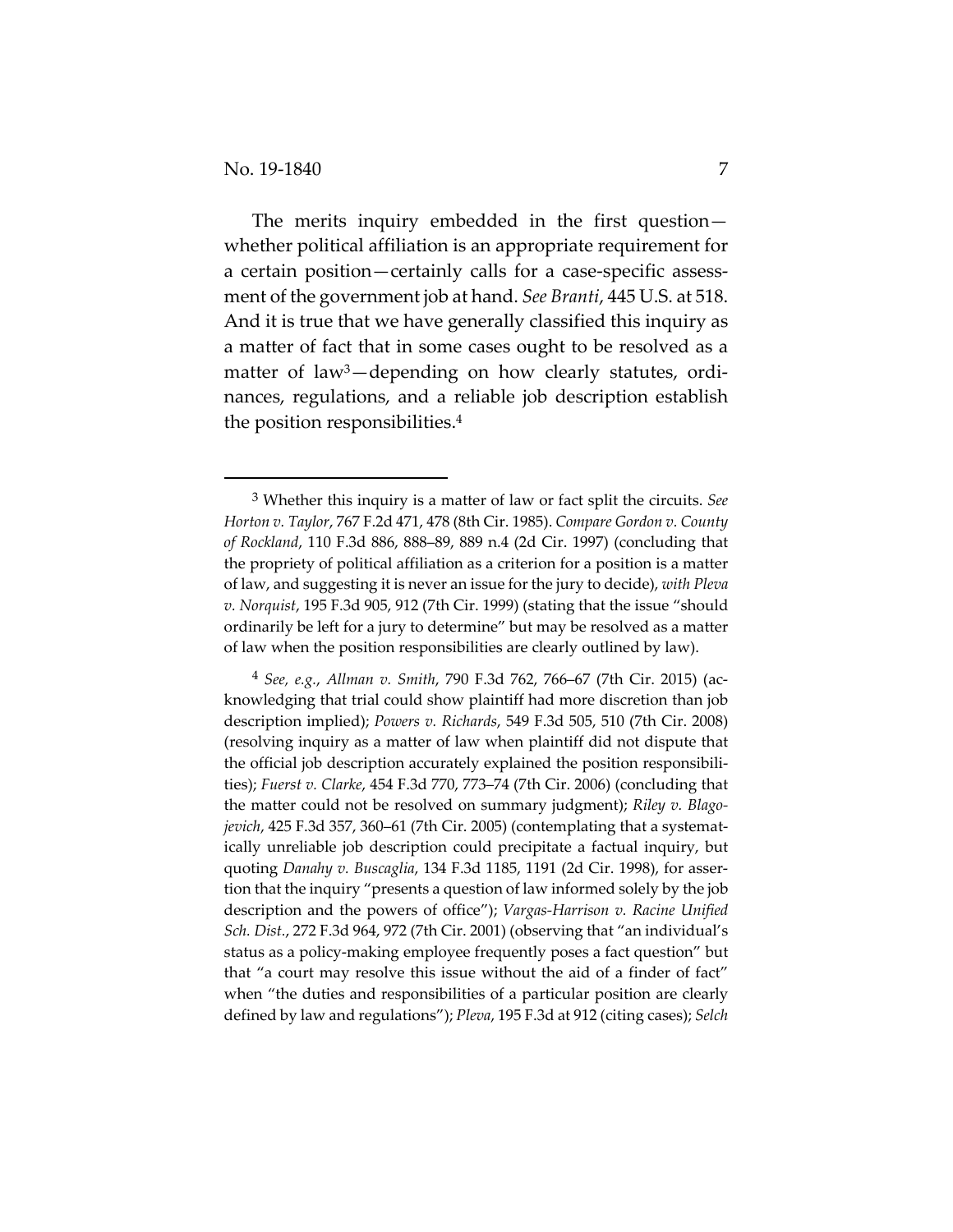The merits inquiry embedded in the first question—whether political affiliation is an appropriate requirement for a certain position—certainly calls for a case-specific assessment of the government job at hand. *See Branti*, 445 U.S. at 518. And it is true that we have generally classified this inquiry as a matter of fact that in some cases ought to be resolved as a matter of law[3]—depending on how clearly statutes, ordinances, regulations, and a reliable job description establish the position responsibilities.[4]

---

[3] Whether this inquiry is a matter of law or fact split the circuits. *See Horton v. Taylor*, 767 F.2d 471, 478 (8th Cir. 1985). *Compare Gordon v. County of Rockland*, 110 F.3d 886, 888–89, 889 n.4 (2d Cir. 1997) (concluding that the propriety of political affiliation as a criterion for a position is a matter of law, and suggesting it is never an issue for the jury to decide), *with Pleva v. Norquist*, 195 F.3d 905, 912 (7th Cir. 1999) (stating that the issue "should ordinarily be left for a jury to determine" but may be resolved as a matter of law when the position responsibilities are clearly outlined by law).

[4] *See, e.g.*, *Allman v. Smith*, 790 F.3d 762, 766–67 (7th Cir. 2015) (acknowledging that trial could show plaintiff had more discretion than job description implied); *Powers v. Richards*, 549 F.3d 505, 510 (7th Cir. 2008) (resolving inquiry as a matter of law when plaintiff did not dispute that the official job description accurately explained the position responsibilities); *Fuerst v. Clarke*, 454 F.3d 770, 773–74 (7th Cir. 2006) (concluding that the matter could not be resolved on summary judgment); *Riley v. Blagojevich*, 425 F.3d 357, 360–61 (7th Cir. 2005) (contemplating that a systematically unreliable job description could precipitate a factual inquiry, but quoting *Danahy v. Buscaglia*, 134 F.3d 1185, 1191 (2d Cir. 1998), for assertion that the inquiry "presents a question of law informed solely by the job description and the powers of office"); *Vargas-Harrison v. Racine Unified Sch. Dist.*, 272 F.3d 964, 972 (7th Cir. 2001) (observing that "an individual's status as a policy-making employee frequently poses a fact question" but that "a court may resolve this issue without the aid of a finder of fact" when "the duties and responsibilities of a particular position are clearly defined by law and regulations"); *Pleva*, 195 F.3d at 912 (citing cases); *Selch*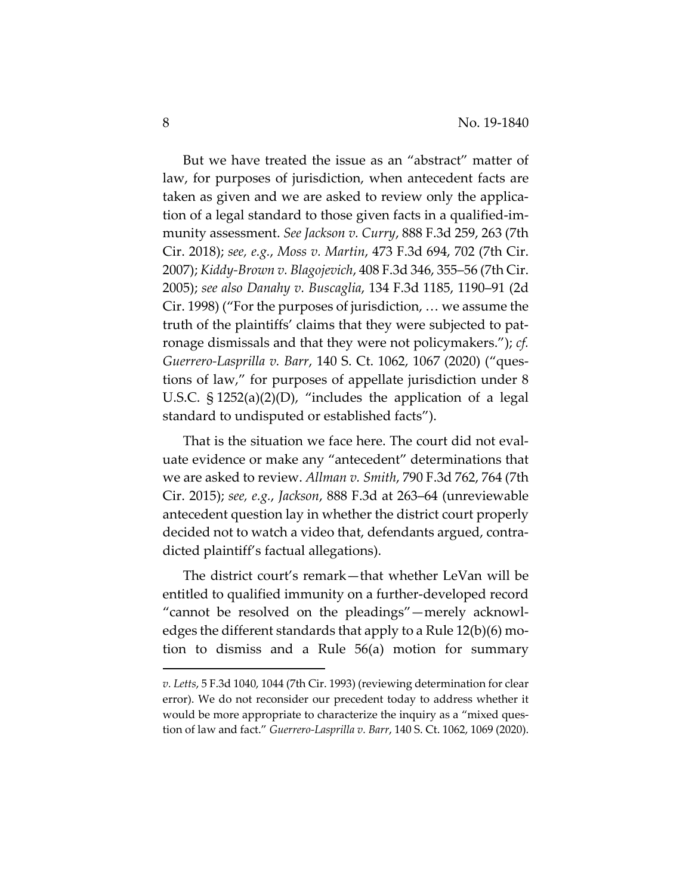But we have treated the issue as an "abstract" matter of law, for purposes of jurisdiction, when antecedent facts are taken as given and we are asked to review only the application of a legal standard to those given facts in a qualified-immunity assessment. *See Jackson v. Curry*, 888 F.3d 259, 263 (7th Cir. 2018); *see, e.g.*, *Moss v. Martin*, 473 F.3d 694, 702 (7th Cir. 2007); *Kiddy-Brown v. Blagojevich*, 408 F.3d 346, 355–56 (7th Cir. 2005); *see also Danahy v. Buscaglia*, 134 F.3d 1185, 1190–91 (2d Cir. 1998) ("For the purposes of jurisdiction, … we assume the truth of the plaintiffs' claims that they were subjected to patronage dismissals and that they were not policymakers."); *cf. Guerrero-Lasprilla v. Barr*, 140 S. Ct. 1062, 1067 (2020) ("questions of law," for purposes of appellate jurisdiction under 8 U.S.C. § 1252(a)(2)(D), "includes the application of a legal standard to undisputed or established facts").

That is the situation we face here. The court did not evaluate evidence or make any "antecedent" determinations that we are asked to review. *Allman v. Smith*, 790 F.3d 762, 764 (7th Cir. 2015); *see, e.g.*, *Jackson*, 888 F.3d at 263–64 (unreviewable antecedent question lay in whether the district court properly decided not to watch a video that, defendants argued, contradicted plaintiff's factual allegations).

The district court's remark—that whether LeVan will be entitled to qualified immunity on a further-developed record "cannot be resolved on the pleadings"—merely acknowledges the different standards that apply to a Rule 12(b)(6) motion to dismiss and a Rule 56(a) motion for summary

---

*v. Letts*, 5 F.3d 1040, 1044 (7th Cir. 1993) (reviewing determination for clear error). We do not reconsider our precedent today to address whether it would be more appropriate to characterize the inquiry as a "mixed question of law and fact." *Guerrero-Lasprilla v. Barr*, 140 S. Ct. 1062, 1069 (2020).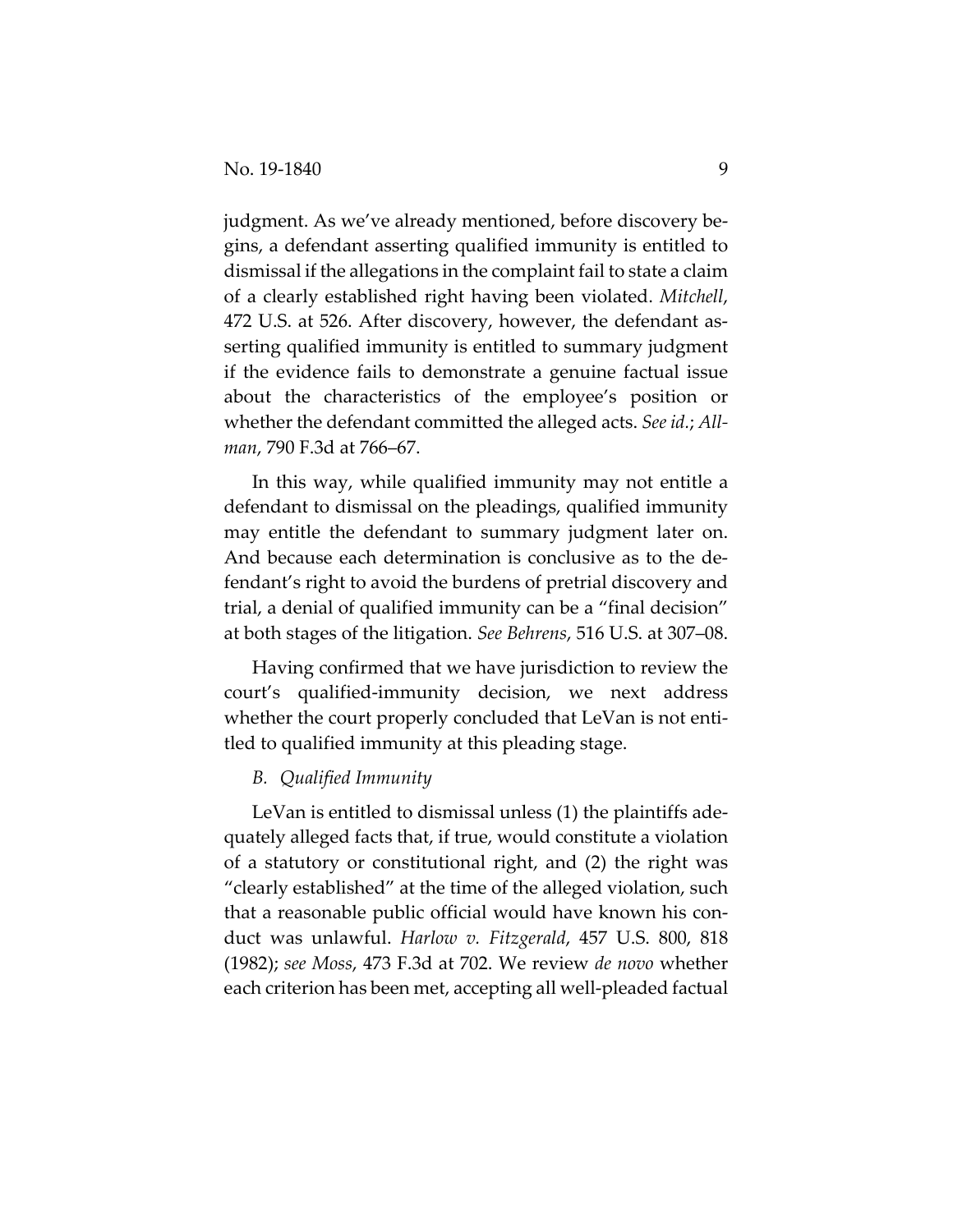judgment. As we've already mentioned, before discovery begins, a defendant asserting qualified immunity is entitled to dismissal if the allegations in the complaint fail to state a claim of a clearly established right having been violated. *Mitchell*, 472 U.S. at 526. After discovery, however, the defendant asserting qualified immunity is entitled to summary judgment if the evidence fails to demonstrate a genuine factual issue about the characteristics of the employee's position or whether the defendant committed the alleged acts. *See id.*; *Allman*, 790 F.3d at 766–67.

In this way, while qualified immunity may not entitle a defendant to dismissal on the pleadings, qualified immunity may entitle the defendant to summary judgment later on. And because each determination is conclusive as to the defendant's right to avoid the burdens of pretrial discovery and trial, a denial of qualified immunity can be a "final decision" at both stages of the litigation. *See Behrens*, 516 U.S. at 307–08.

Having confirmed that we have jurisdiction to review the court's qualified-immunity decision, we next address whether the court properly concluded that LeVan is not entitled to qualified immunity at this pleading stage.

### *B. Qualified Immunity*

LeVan is entitled to dismissal unless (1) the plaintiffs adequately alleged facts that, if true, would constitute a violation of a statutory or constitutional right, and (2) the right was "clearly established" at the time of the alleged violation, such that a reasonable public official would have known his conduct was unlawful. *Harlow v. Fitzgerald*, 457 U.S. 800, 818 (1982); *see Moss*, 473 F.3d at 702. We review *de novo* whether each criterion has been met, accepting all well-pleaded factual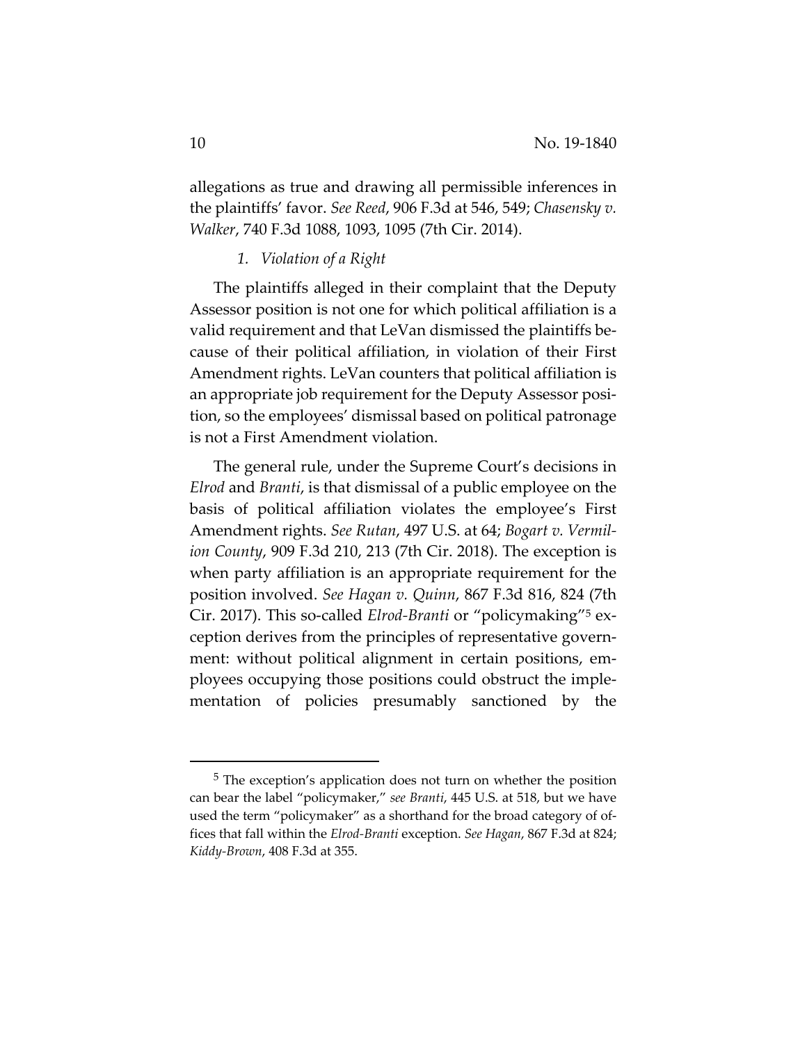allegations as true and drawing all permissible inferences in the plaintiffs' favor. *See Reed*, 906 F.3d at 546, 549; *Chasensky v. Walker*, 740 F.3d 1088, 1093, 1095 (7th Cir. 2014).

*1. Violation of a Right*

The plaintiffs alleged in their complaint that the Deputy Assessor position is not one for which political affiliation is a valid requirement and that LeVan dismissed the plaintiffs because of their political affiliation, in violation of their First Amendment rights. LeVan counters that political affiliation is an appropriate job requirement for the Deputy Assessor position, so the employees' dismissal based on political patronage is not a First Amendment violation.

The general rule, under the Supreme Court's decisions in *Elrod* and *Branti*, is that dismissal of a public employee on the basis of political affiliation violates the employee's First Amendment rights. *See Rutan*, 497 U.S. at 64; *Bogart v. Vermilion County*, 909 F.3d 210, 213 (7th Cir. 2018). The exception is when party affiliation is an appropriate requirement for the position involved. *See Hagan v. Quinn*, 867 F.3d 816, 824 (7th Cir. 2017). This so-called *Elrod-Branti* or "policymaking"[5] exception derives from the principles of representative government: without political alignment in certain positions, employees occupying those positions could obstruct the implementation of policies presumably sanctioned by the

[5] The exception's application does not turn on whether the position can bear the label "policymaker," *see Branti*, 445 U.S. at 518, but we have used the term "policymaker" as a shorthand for the broad category of offices that fall within the *Elrod-Branti* exception. *See Hagan*, 867 F.3d at 824; *Kiddy-Brown*, 408 F.3d at 355.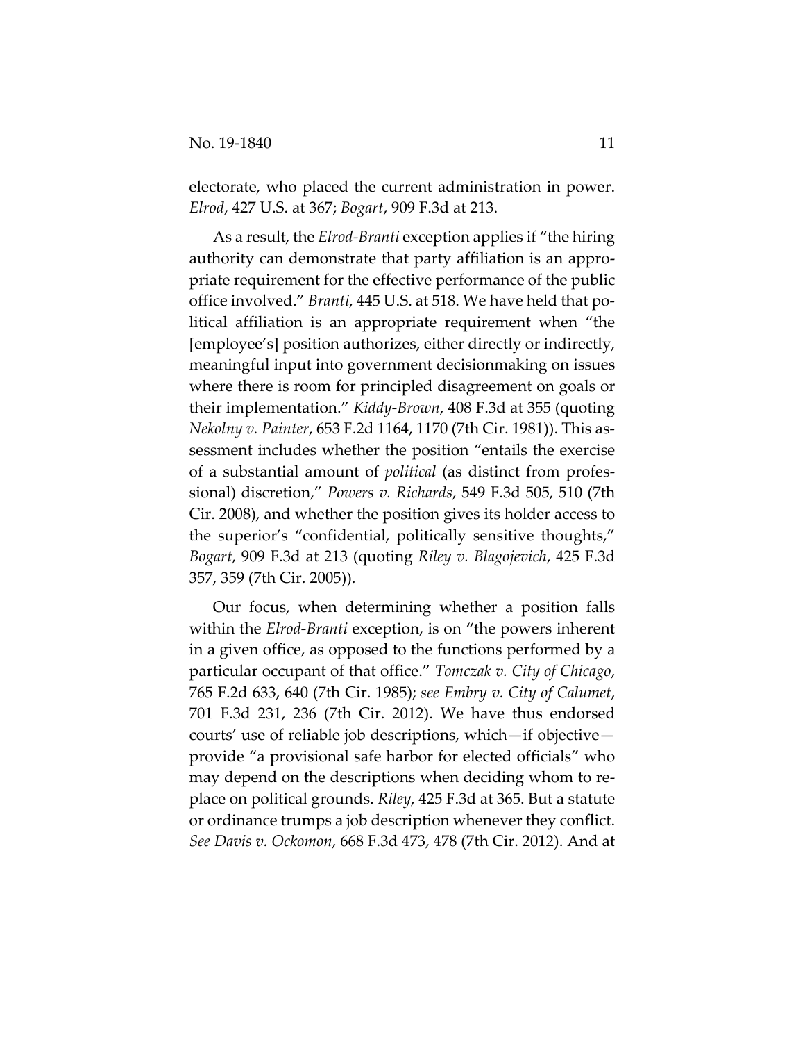electorate, who placed the current administration in power. *Elrod*, 427 U.S. at 367; *Bogart*, 909 F.3d at 213.

As a result, the *Elrod-Branti* exception applies if "the hiring authority can demonstrate that party affiliation is an appropriate requirement for the effective performance of the public office involved." *Branti*, 445 U.S. at 518. We have held that political affiliation is an appropriate requirement when "the [employee's] position authorizes, either directly or indirectly, meaningful input into government decisionmaking on issues where there is room for principled disagreement on goals or their implementation." *Kiddy-Brown*, 408 F.3d at 355 (quoting *Nekolny v. Painter*, 653 F.2d 1164, 1170 (7th Cir. 1981)). This assessment includes whether the position "entails the exercise of a substantial amount of *political* (as distinct from professional) discretion," *Powers v. Richards*, 549 F.3d 505, 510 (7th Cir. 2008), and whether the position gives its holder access to the superior's "confidential, politically sensitive thoughts," *Bogart*, 909 F.3d at 213 (quoting *Riley v. Blagojevich*, 425 F.3d 357, 359 (7th Cir. 2005)).

Our focus, when determining whether a position falls within the *Elrod-Branti* exception, is on "the powers inherent in a given office, as opposed to the functions performed by a particular occupant of that office." *Tomczak v. City of Chicago*, 765 F.2d 633, 640 (7th Cir. 1985); *see Embry v. City of Calumet*, 701 F.3d 231, 236 (7th Cir. 2012). We have thus endorsed courts' use of reliable job descriptions, which—if objective—provide "a provisional safe harbor for elected officials" who may depend on the descriptions when deciding whom to replace on political grounds. *Riley*, 425 F.3d at 365. But a statute or ordinance trumps a job description whenever they conflict. *See Davis v. Ockomon*, 668 F.3d 473, 478 (7th Cir. 2012). And at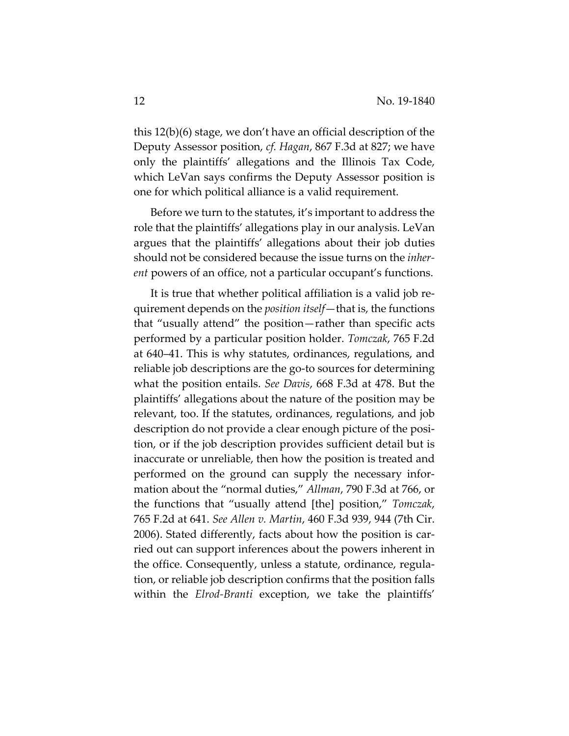this 12(b)(6) stage, we don't have an official description of the Deputy Assessor position, *cf. Hagan*, 867 F.3d at 827; we have only the plaintiffs' allegations and the Illinois Tax Code, which LeVan says confirms the Deputy Assessor position is one for which political alliance is a valid requirement.

Before we turn to the statutes, it's important to address the role that the plaintiffs' allegations play in our analysis. LeVan argues that the plaintiffs' allegations about their job duties should not be considered because the issue turns on the *inherent* powers of an office, not a particular occupant's functions.

It is true that whether political affiliation is a valid job requirement depends on the *position itself*—that is, the functions that "usually attend" the position—rather than specific acts performed by a particular position holder. *Tomczak*, 765 F.2d at 640–41. This is why statutes, ordinances, regulations, and reliable job descriptions are the go-to sources for determining what the position entails. *See Davis*, 668 F.3d at 478. But the plaintiffs' allegations about the nature of the position may be relevant, too. If the statutes, ordinances, regulations, and job description do not provide a clear enough picture of the position, or if the job description provides sufficient detail but is inaccurate or unreliable, then how the position is treated and performed on the ground can supply the necessary information about the "normal duties," *Allman*, 790 F.3d at 766, or the functions that "usually attend [the] position," *Tomczak*, 765 F.2d at 641. *See Allen v. Martin*, 460 F.3d 939, 944 (7th Cir. 2006). Stated differently, facts about how the position is carried out can support inferences about the powers inherent in the office. Consequently, unless a statute, ordinance, regulation, or reliable job description confirms that the position falls within the *Elrod-Branti* exception, we take the plaintiffs'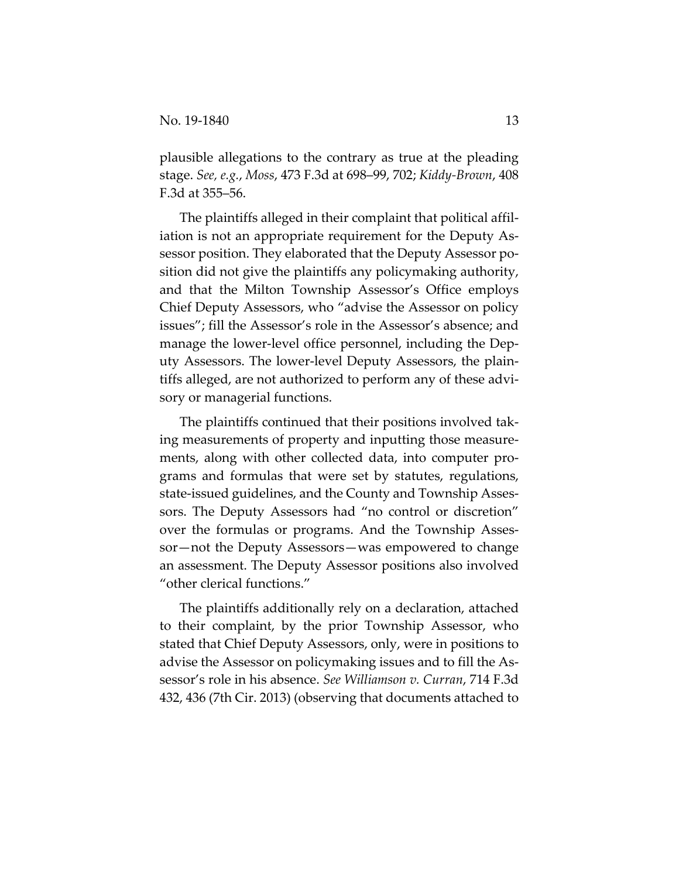plausible allegations to the contrary as true at the pleading stage. *See, e.g.*, *Moss*, 473 F.3d at 698–99, 702; *Kiddy-Brown*, 408 F.3d at 355–56.

The plaintiffs alleged in their complaint that political affiliation is not an appropriate requirement for the Deputy Assessor position. They elaborated that the Deputy Assessor position did not give the plaintiffs any policymaking authority, and that the Milton Township Assessor's Office employs Chief Deputy Assessors, who "advise the Assessor on policy issues"; fill the Assessor's role in the Assessor's absence; and manage the lower-level office personnel, including the Deputy Assessors. The lower-level Deputy Assessors, the plaintiffs alleged, are not authorized to perform any of these advisory or managerial functions.

The plaintiffs continued that their positions involved taking measurements of property and inputting those measurements, along with other collected data, into computer programs and formulas that were set by statutes, regulations, state-issued guidelines, and the County and Township Assessors. The Deputy Assessors had "no control or discretion" over the formulas or programs. And the Township Assessor—not the Deputy Assessors—was empowered to change an assessment. The Deputy Assessor positions also involved "other clerical functions."

The plaintiffs additionally rely on a declaration, attached to their complaint, by the prior Township Assessor, who stated that Chief Deputy Assessors, only, were in positions to advise the Assessor on policymaking issues and to fill the Assessor's role in his absence. *See Williamson v. Curran*, 714 F.3d 432, 436 (7th Cir. 2013) (observing that documents attached to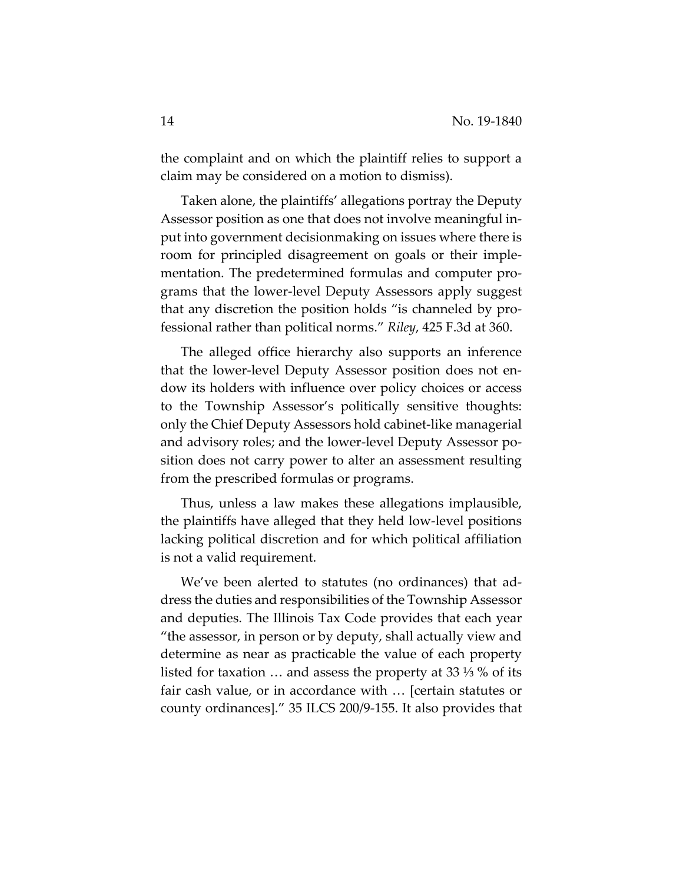the complaint and on which the plaintiff relies to support a claim may be considered on a motion to dismiss).

Taken alone, the plaintiffs' allegations portray the Deputy Assessor position as one that does not involve meaningful input into government decisionmaking on issues where there is room for principled disagreement on goals or their implementation. The predetermined formulas and computer programs that the lower-level Deputy Assessors apply suggest that any discretion the position holds "is channeled by professional rather than political norms." *Riley*, 425 F.3d at 360.

The alleged office hierarchy also supports an inference that the lower-level Deputy Assessor position does not endow its holders with influence over policy choices or access to the Township Assessor's politically sensitive thoughts: only the Chief Deputy Assessors hold cabinet-like managerial and advisory roles; and the lower-level Deputy Assessor position does not carry power to alter an assessment resulting from the prescribed formulas or programs.

Thus, unless a law makes these allegations implausible, the plaintiffs have alleged that they held low-level positions lacking political discretion and for which political affiliation is not a valid requirement.

We've been alerted to statutes (no ordinances) that address the duties and responsibilities of the Township Assessor and deputies. The Illinois Tax Code provides that each year "the assessor, in person or by deputy, shall actually view and determine as near as practicable the value of each property listed for taxation … and assess the property at 33 ⅓ % of its fair cash value, or in accordance with … [certain statutes or county ordinances]." 35 ILCS 200/9-155. It also provides that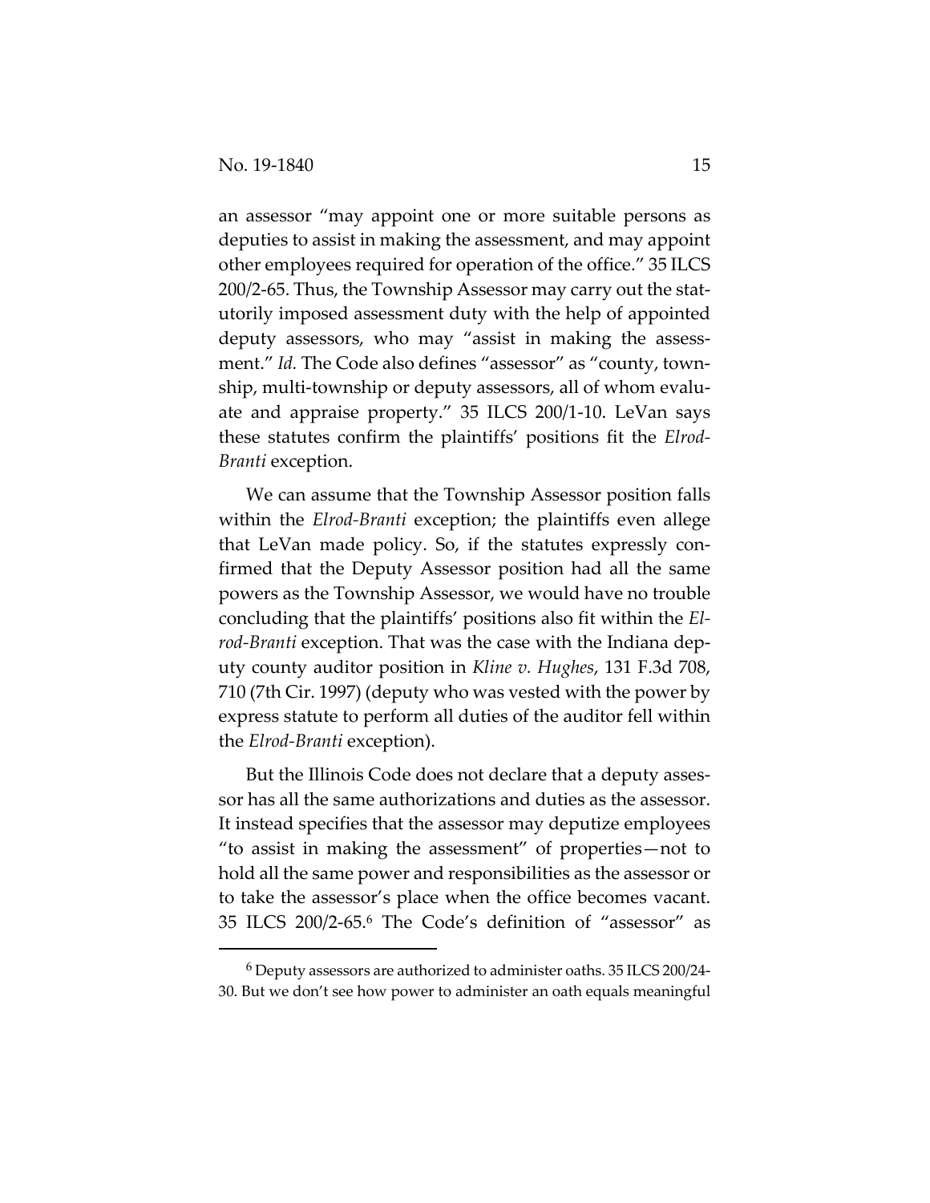an assessor "may appoint one or more suitable persons as deputies to assist in making the assessment, and may appoint other employees required for operation of the office." 35 ILCS 200/2-65. Thus, the Township Assessor may carry out the statutorily imposed assessment duty with the help of appointed deputy assessors, who may "assist in making the assessment." *Id.* The Code also defines "assessor" as "county, township, multi-township or deputy assessors, all of whom evaluate and appraise property." 35 ILCS 200/1-10. LeVan says these statutes confirm the plaintiffs' positions fit the *Elrod-Branti* exception.

We can assume that the Township Assessor position falls within the *Elrod-Branti* exception; the plaintiffs even allege that LeVan made policy. So, if the statutes expressly confirmed that the Deputy Assessor position had all the same powers as the Township Assessor, we would have no trouble concluding that the plaintiffs' positions also fit within the *Elrod-Branti* exception. That was the case with the Indiana deputy county auditor position in *Kline v. Hughes*, 131 F.3d 708, 710 (7th Cir. 1997) (deputy who was vested with the power by express statute to perform all duties of the auditor fell within the *Elrod-Branti* exception).

But the Illinois Code does not declare that a deputy assessor has all the same authorizations and duties as the assessor. It instead specifies that the assessor may deputize employees "to assist in making the assessment" of properties—not to hold all the same power and responsibilities as the assessor or to take the assessor's place when the office becomes vacant. 35 ILCS 200/2-65.[6] The Code's definition of "assessor" as

---

[6] Deputy assessors are authorized to administer oaths. 35 ILCS 200/24-30. But we don't see how power to administer an oath equals meaningful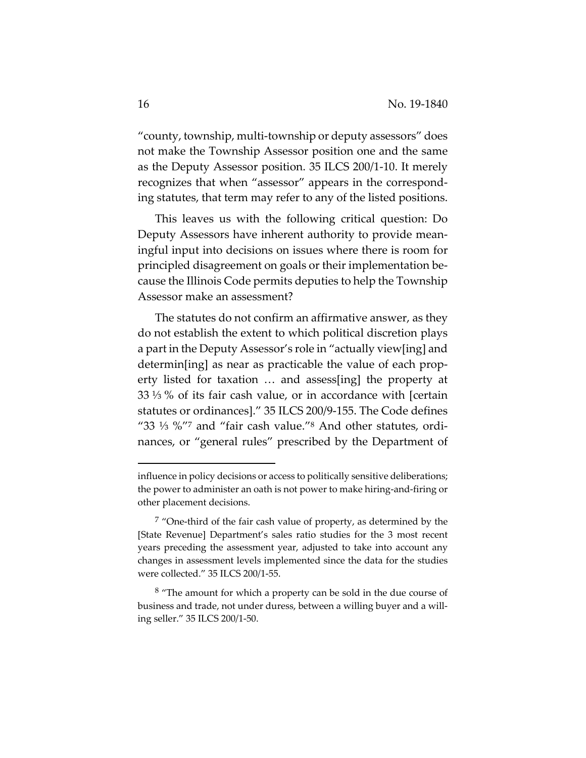"county, township, multi-township or deputy assessors" does not make the Township Assessor position one and the same as the Deputy Assessor position. 35 ILCS 200/1-10. It merely recognizes that when "assessor" appears in the corresponding statutes, that term may refer to any of the listed positions.

This leaves us with the following critical question: Do Deputy Assessors have inherent authority to provide meaningful input into decisions on issues where there is room for principled disagreement on goals or their implementation because the Illinois Code permits deputies to help the Township Assessor make an assessment?

The statutes do not confirm an affirmative answer, as they do not establish the extent to which political discretion plays a part in the Deputy Assessor's role in "actually view[ing] and determin[ing] as near as practicable the value of each property listed for taxation … and assess[ing] the property at 33 ⅓ % of its fair cash value, or in accordance with [certain statutes or ordinances]." 35 ILCS 200/9-155. The Code defines "33 ⅓ %"[7] and "fair cash value."[8] And other statutes, ordinances, or "general rules" prescribed by the Department of

---

influence in policy decisions or access to politically sensitive deliberations; the power to administer an oath is not power to make hiring-and-firing or other placement decisions.

[7] "One-third of the fair cash value of property, as determined by the [State Revenue] Department's sales ratio studies for the 3 most recent years preceding the assessment year, adjusted to take into account any changes in assessment levels implemented since the data for the studies were collected." 35 ILCS 200/1-55.

[8] "The amount for which a property can be sold in the due course of business and trade, not under duress, between a willing buyer and a willing seller." 35 ILCS 200/1-50.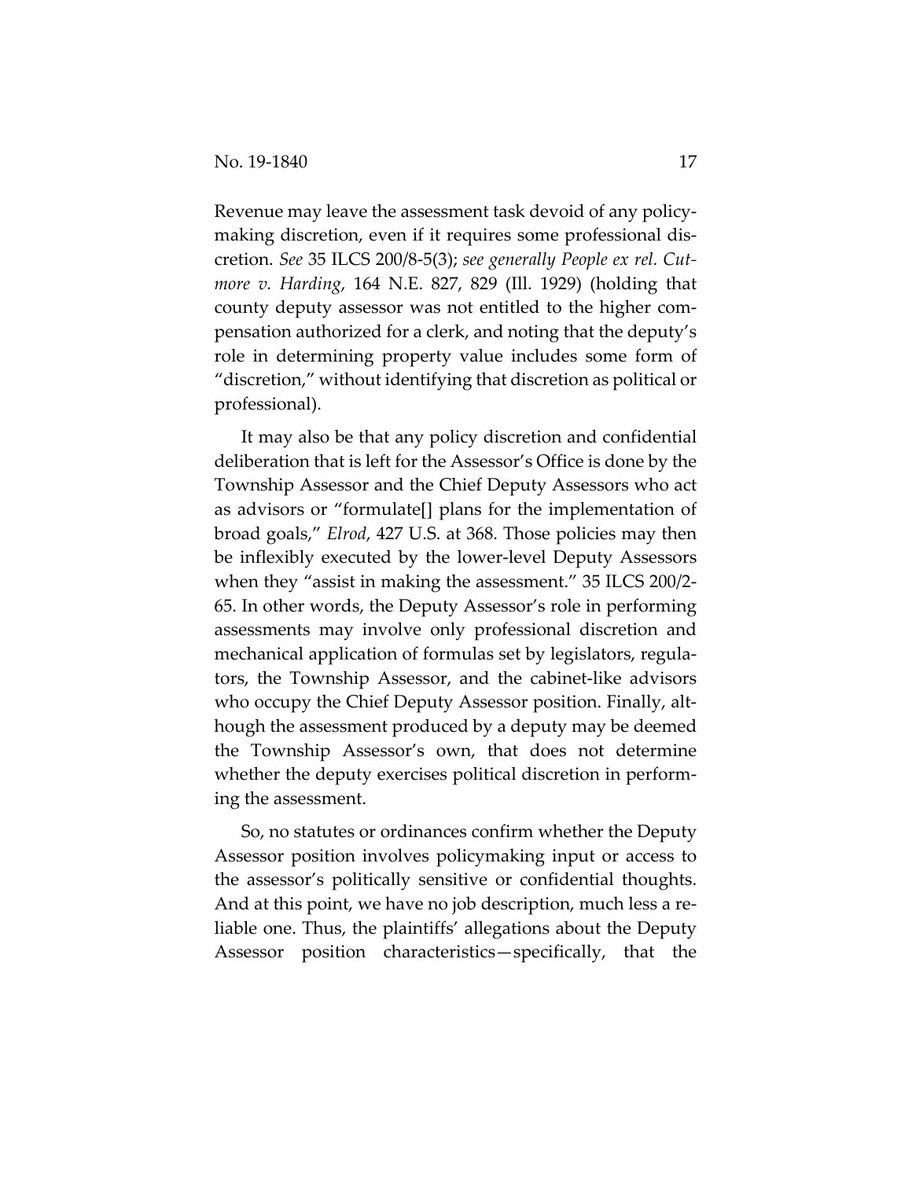Revenue may leave the assessment task devoid of any policymaking discretion, even if it requires some professional discretion. *See* 35 ILCS 200/8-5(3); *see generally People ex rel. Cutmore v. Harding*, 164 N.E. 827, 829 (Ill. 1929) (holding that county deputy assessor was not entitled to the higher compensation authorized for a clerk, and noting that the deputy's role in determining property value includes some form of "discretion," without identifying that discretion as political or professional).

It may also be that any policy discretion and confidential deliberation that is left for the Assessor's Office is done by the Township Assessor and the Chief Deputy Assessors who act as advisors or "formulate[] plans for the implementation of broad goals," *Elrod*, 427 U.S. at 368. Those policies may then be inflexibly executed by the lower-level Deputy Assessors when they "assist in making the assessment." 35 ILCS 200/2-65. In other words, the Deputy Assessor's role in performing assessments may involve only professional discretion and mechanical application of formulas set by legislators, regulators, the Township Assessor, and the cabinet-like advisors who occupy the Chief Deputy Assessor position. Finally, although the assessment produced by a deputy may be deemed the Township Assessor's own, that does not determine whether the deputy exercises political discretion in performing the assessment.

So, no statutes or ordinances confirm whether the Deputy Assessor position involves policymaking input or access to the assessor's politically sensitive or confidential thoughts. And at this point, we have no job description, much less a reliable one. Thus, the plaintiffs' allegations about the Deputy Assessor position characteristics—specifically, that the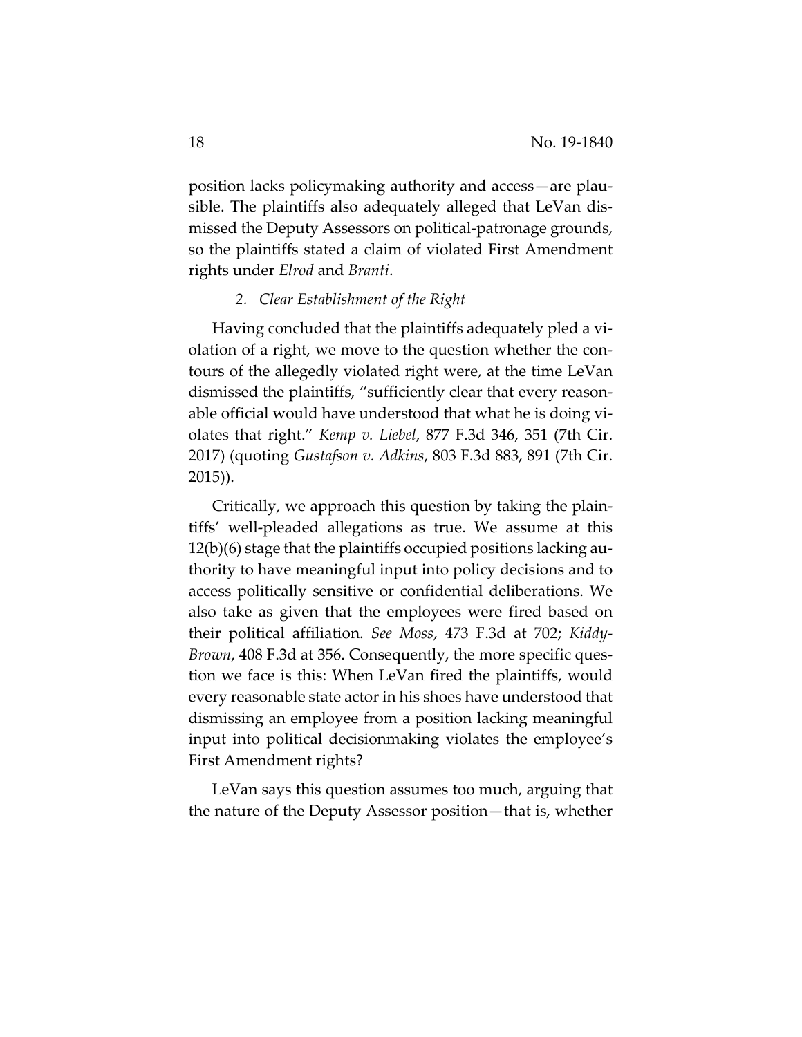position lacks policymaking authority and access—are plausible. The plaintiffs also adequately alleged that LeVan dismissed the Deputy Assessors on political-patronage grounds, so the plaintiffs stated a claim of violated First Amendment rights under *Elrod* and *Branti*.

### *2. Clear Establishment of the Right*

Having concluded that the plaintiffs adequately pled a violation of a right, we move to the question whether the contours of the allegedly violated right were, at the time LeVan dismissed the plaintiffs, "sufficiently clear that every reasonable official would have understood that what he is doing violates that right." *Kemp v. Liebel*, 877 F.3d 346, 351 (7th Cir. 2017) (quoting *Gustafson v. Adkins*, 803 F.3d 883, 891 (7th Cir. 2015)).

Critically, we approach this question by taking the plaintiffs' well-pleaded allegations as true. We assume at this 12(b)(6) stage that the plaintiffs occupied positions lacking authority to have meaningful input into policy decisions and to access politically sensitive or confidential deliberations. We also take as given that the employees were fired based on their political affiliation. *See Moss*, 473 F.3d at 702; *Kiddy-Brown*, 408 F.3d at 356. Consequently, the more specific question we face is this: When LeVan fired the plaintiffs, would every reasonable state actor in his shoes have understood that dismissing an employee from a position lacking meaningful input into political decisionmaking violates the employee's First Amendment rights?

LeVan says this question assumes too much, arguing that the nature of the Deputy Assessor position—that is, whether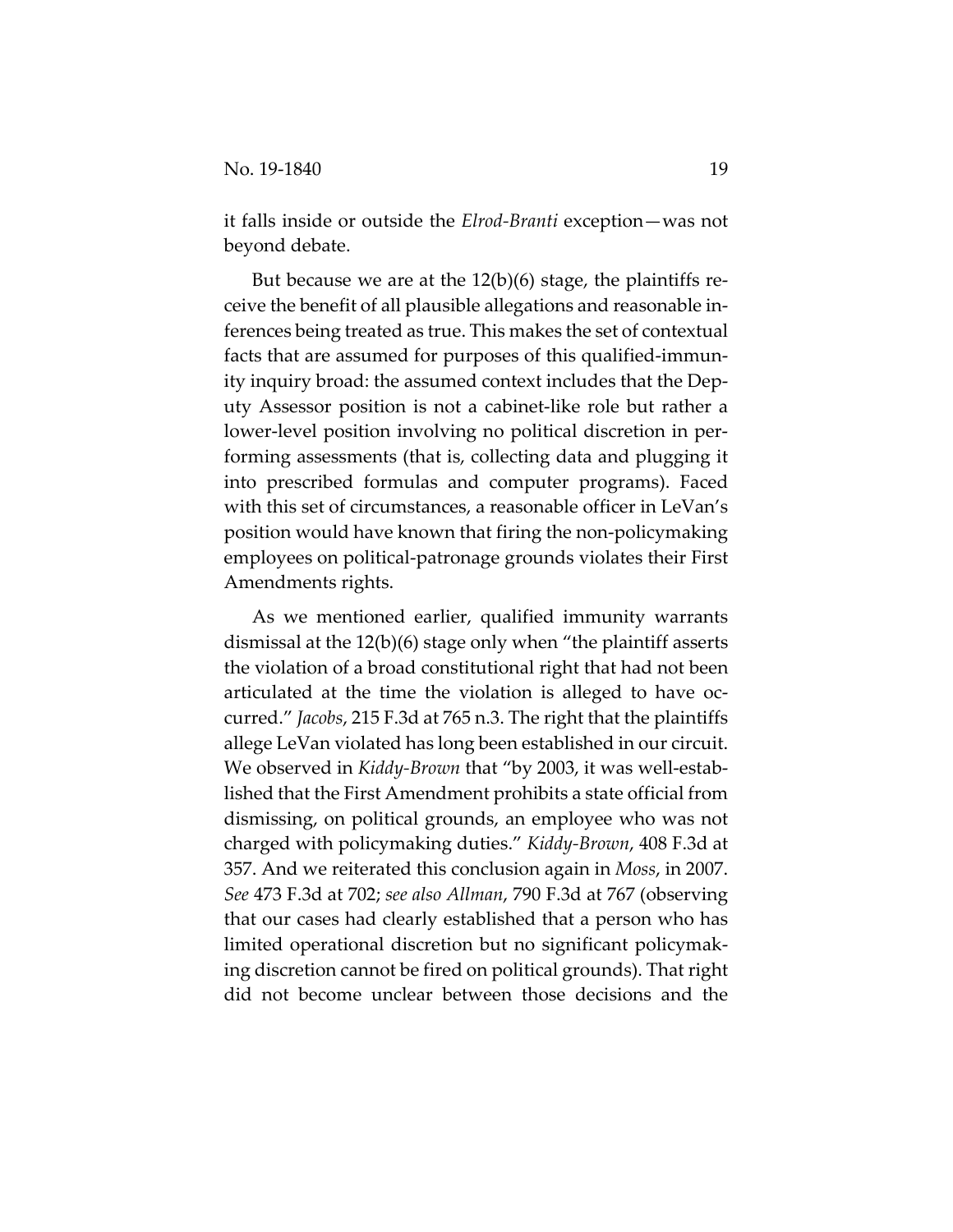it falls inside or outside the *Elrod-Branti* exception—was not beyond debate.

But because we are at the 12(b)(6) stage, the plaintiffs receive the benefit of all plausible allegations and reasonable inferences being treated as true. This makes the set of contextual facts that are assumed for purposes of this qualified-immunity inquiry broad: the assumed context includes that the Deputy Assessor position is not a cabinet-like role but rather a lower-level position involving no political discretion in performing assessments (that is, collecting data and plugging it into prescribed formulas and computer programs). Faced with this set of circumstances, a reasonable officer in LeVan's position would have known that firing the non-policymaking employees on political-patronage grounds violates their First Amendments rights.

As we mentioned earlier, qualified immunity warrants dismissal at the 12(b)(6) stage only when "the plaintiff asserts the violation of a broad constitutional right that had not been articulated at the time the violation is alleged to have occurred." *Jacobs*, 215 F.3d at 765 n.3. The right that the plaintiffs allege LeVan violated has long been established in our circuit. We observed in *Kiddy-Brown* that "by 2003, it was well-established that the First Amendment prohibits a state official from dismissing, on political grounds, an employee who was not charged with policymaking duties." *Kiddy-Brown*, 408 F.3d at 357. And we reiterated this conclusion again in *Moss*, in 2007. *See* 473 F.3d at 702; *see also Allman*, 790 F.3d at 767 (observing that our cases had clearly established that a person who has limited operational discretion but no significant policymaking discretion cannot be fired on political grounds). That right did not become unclear between those decisions and the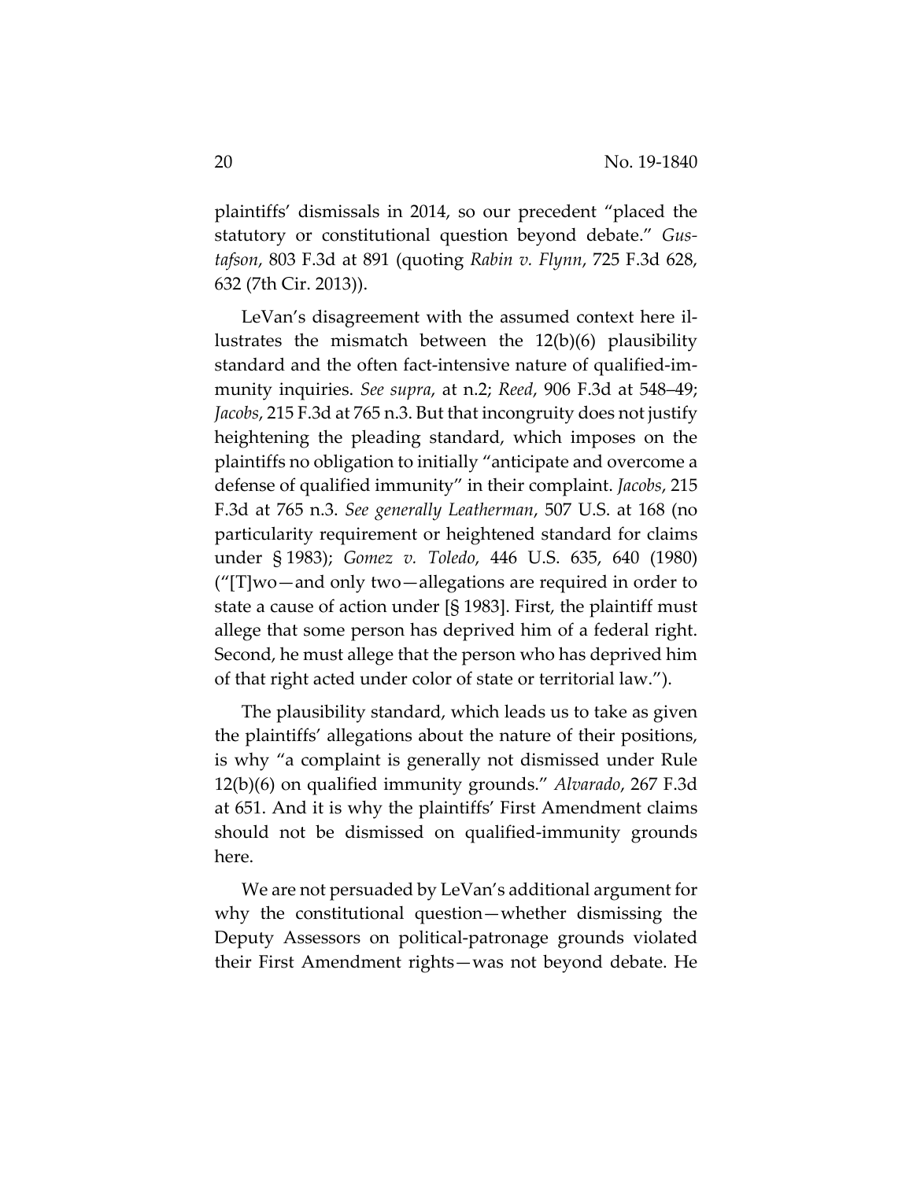plaintiffs' dismissals in 2014, so our precedent "placed the statutory or constitutional question beyond debate." *Gustafson*, 803 F.3d at 891 (quoting *Rabin v. Flynn*, 725 F.3d 628, 632 (7th Cir. 2013)).

LeVan's disagreement with the assumed context here illustrates the mismatch between the 12(b)(6) plausibility standard and the often fact-intensive nature of qualified-immunity inquiries. *See supra*, at n.2; *Reed*, 906 F.3d at 548–49; *Jacobs*, 215 F.3d at 765 n.3. But that incongruity does not justify heightening the pleading standard, which imposes on the plaintiffs no obligation to initially "anticipate and overcome a defense of qualified immunity" in their complaint. *Jacobs*, 215 F.3d at 765 n.3. *See generally Leatherman*, 507 U.S. at 168 (no particularity requirement or heightened standard for claims under § 1983); *Gomez v. Toledo*, 446 U.S. 635, 640 (1980) ("[T]wo—and only two—allegations are required in order to state a cause of action under [§ 1983]. First, the plaintiff must allege that some person has deprived him of a federal right. Second, he must allege that the person who has deprived him of that right acted under color of state or territorial law.").

The plausibility standard, which leads us to take as given the plaintiffs' allegations about the nature of their positions, is why "a complaint is generally not dismissed under Rule 12(b)(6) on qualified immunity grounds." *Alvarado*, 267 F.3d at 651. And it is why the plaintiffs' First Amendment claims should not be dismissed on qualified-immunity grounds here.

We are not persuaded by LeVan's additional argument for why the constitutional question—whether dismissing the Deputy Assessors on political-patronage grounds violated their First Amendment rights—was not beyond debate. He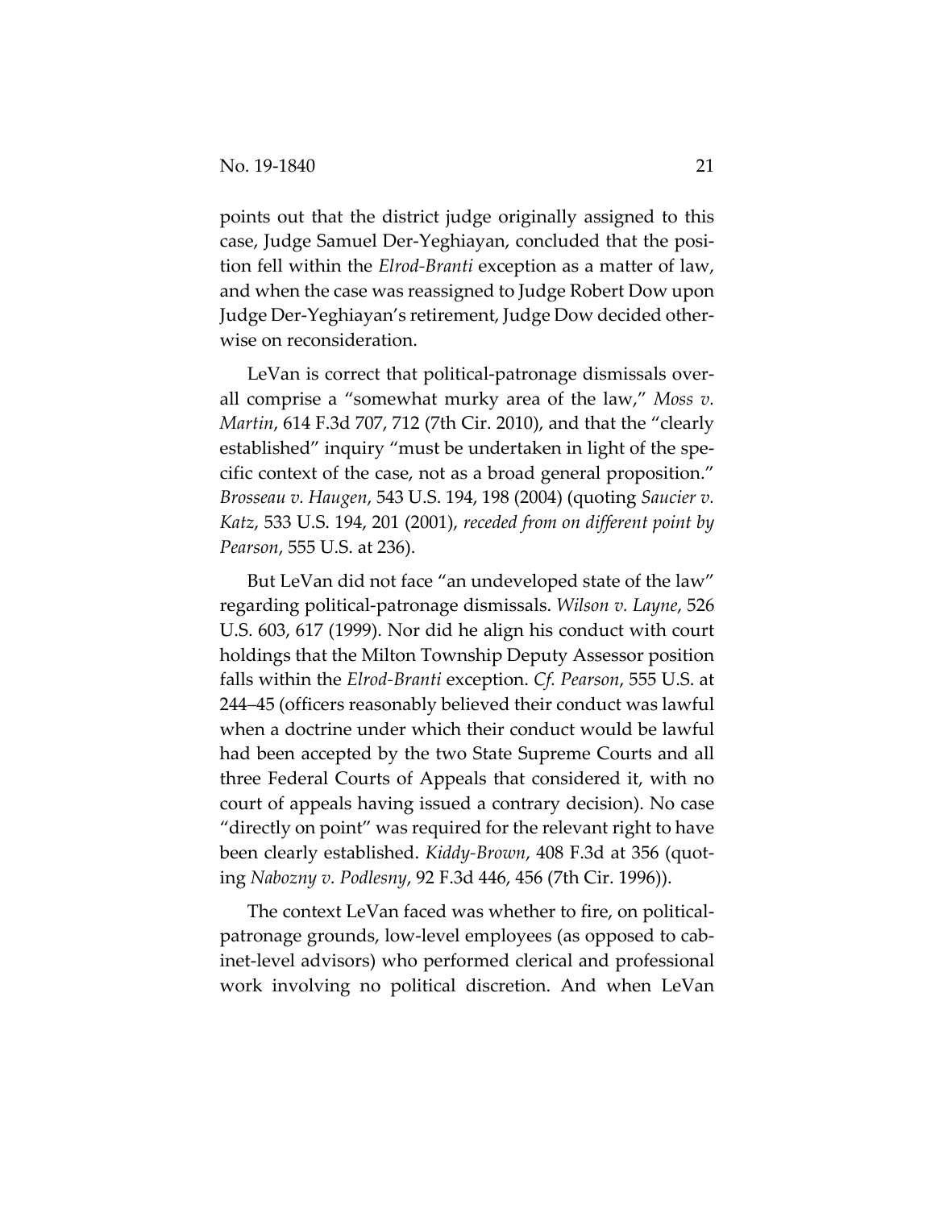points out that the district judge originally assigned to this case, Judge Samuel Der-Yeghiayan, concluded that the position fell within the *Elrod-Branti* exception as a matter of law, and when the case was reassigned to Judge Robert Dow upon Judge Der-Yeghiayan's retirement, Judge Dow decided otherwise on reconsideration.

LeVan is correct that political-patronage dismissals overall comprise a "somewhat murky area of the law," *Moss v. Martin*, 614 F.3d 707, 712 (7th Cir. 2010), and that the "clearly established" inquiry "must be undertaken in light of the specific context of the case, not as a broad general proposition." *Brosseau v. Haugen*, 543 U.S. 194, 198 (2004) (quoting *Saucier v. Katz*, 533 U.S. 194, 201 (2001), *receded from on different point by Pearson*, 555 U.S. at 236).

But LeVan did not face "an undeveloped state of the law" regarding political-patronage dismissals. *Wilson v. Layne*, 526 U.S. 603, 617 (1999). Nor did he align his conduct with court holdings that the Milton Township Deputy Assessor position falls within the *Elrod-Branti* exception. *Cf. Pearson*, 555 U.S. at 244–45 (officers reasonably believed their conduct was lawful when a doctrine under which their conduct would be lawful had been accepted by the two State Supreme Courts and all three Federal Courts of Appeals that considered it, with no court of appeals having issued a contrary decision). No case "directly on point" was required for the relevant right to have been clearly established. *Kiddy-Brown*, 408 F.3d at 356 (quoting *Nabozny v. Podlesny*, 92 F.3d 446, 456 (7th Cir. 1996)).

The context LeVan faced was whether to fire, on political-patronage grounds, low-level employees (as opposed to cabinet-level advisors) who performed clerical and professional work involving no political discretion. And when LeVan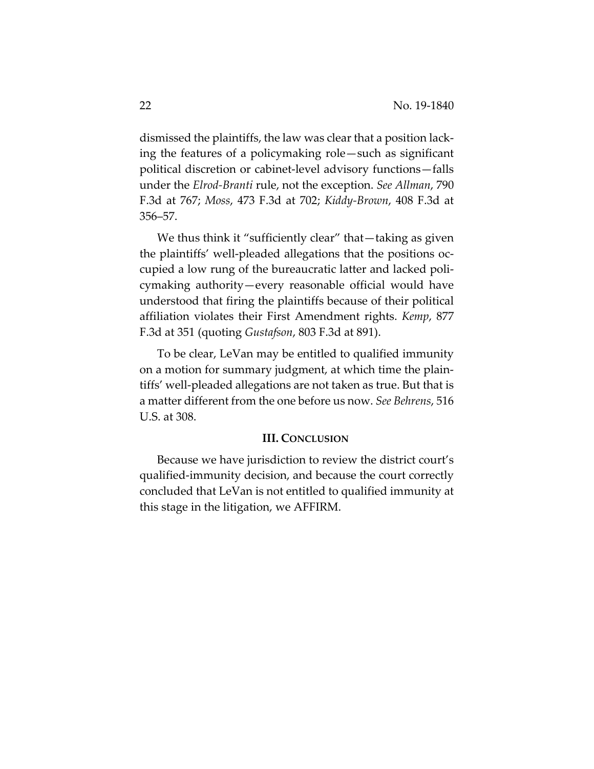dismissed the plaintiffs, the law was clear that a position lacking the features of a policymaking role—such as significant political discretion or cabinet-level advisory functions—falls under the *Elrod-Branti* rule, not the exception. *See Allman*, 790 F.3d at 767; *Moss*, 473 F.3d at 702; *Kiddy-Brown*, 408 F.3d at 356–57.

We thus think it "sufficiently clear" that—taking as given the plaintiffs' well-pleaded allegations that the positions occupied a low rung of the bureaucratic latter and lacked policymaking authority—every reasonable official would have understood that firing the plaintiffs because of their political affiliation violates their First Amendment rights. *Kemp*, 877 F.3d at 351 (quoting *Gustafson*, 803 F.3d at 891).

To be clear, LeVan may be entitled to qualified immunity on a motion for summary judgment, at which time the plaintiffs' well-pleaded allegations are not taken as true. But that is a matter different from the one before us now. *See Behrens*, 516 U.S. at 308.

## III. Conclusion

Because we have jurisdiction to review the district court's qualified-immunity decision, and because the court correctly concluded that LeVan is not entitled to qualified immunity at this stage in the litigation, we AFFIRM.